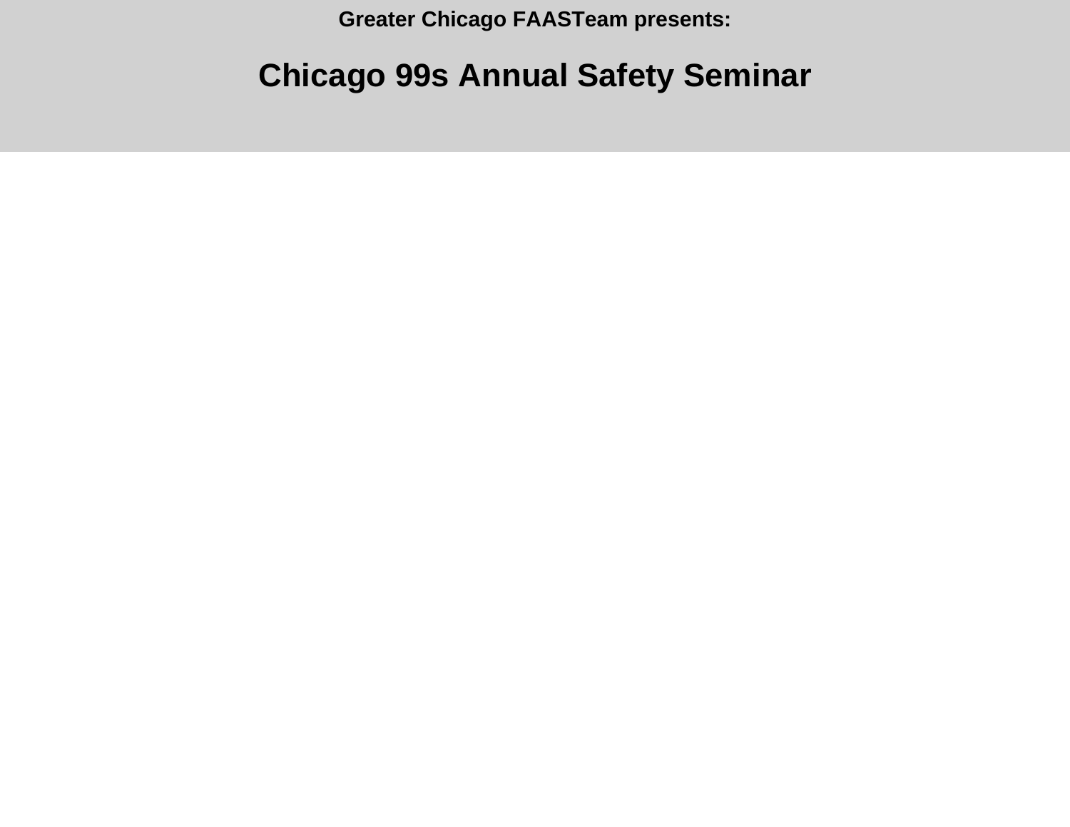**Greater Chicago FAASTeam presents:**

# Chicago 99s Annual Safety Seminar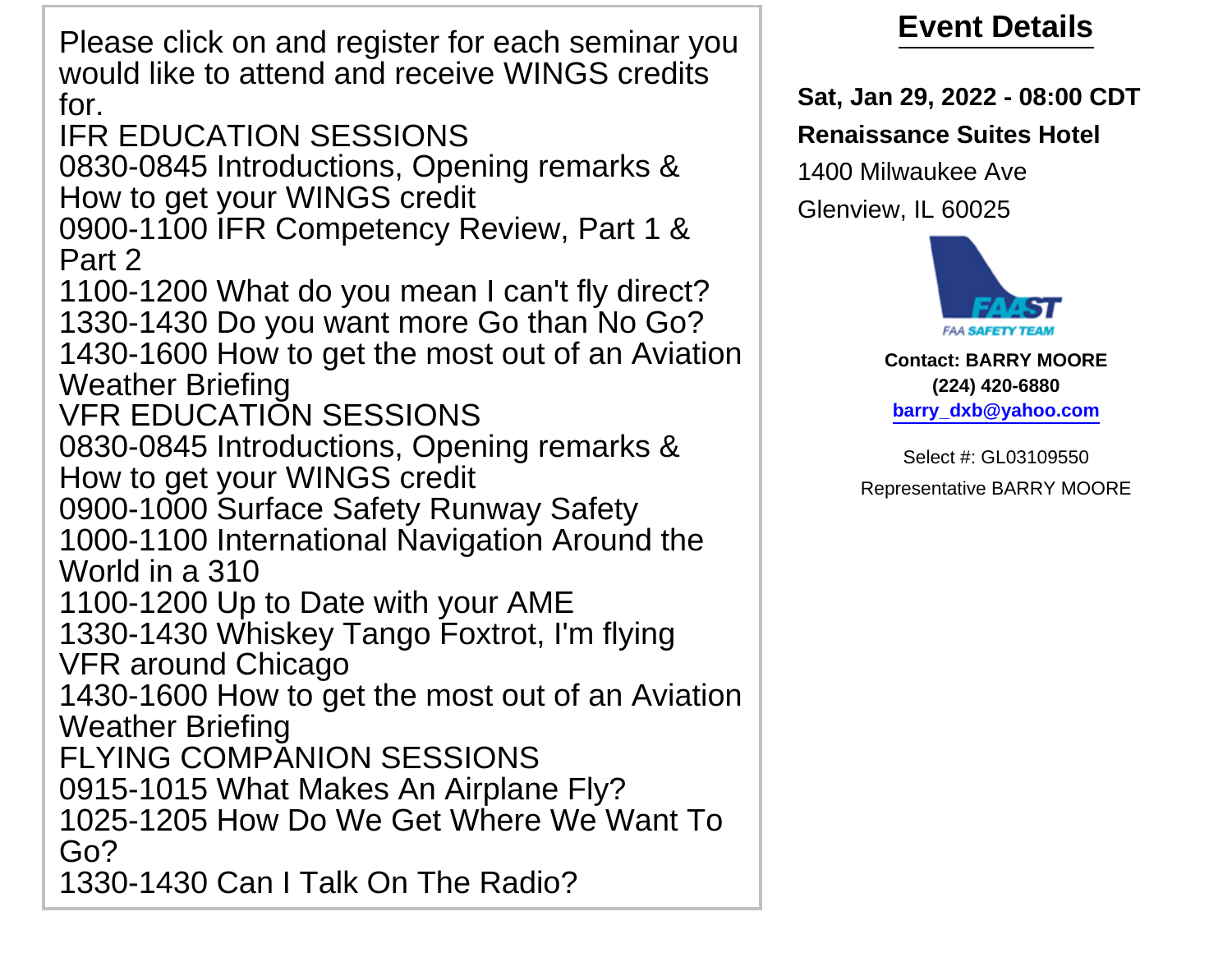Please click on and register for each seminar you would like to attend and receive WINGS credits for.

IFR EDUCATION SESSIONS

0830-0845 Introductions, Opening remarks & How to get your WINGS credit
0900-1100 IFR Competency Review, Part 1 & Part 2
1100-1200 What do you mean I can't fly direct?
1330-1430 Do you want more Go than No Go?
1430-1600 How to get the most out of an Aviation Weather Briefing

VFR EDUCATION SESSIONS

0830-0845 Introductions, Opening remarks & How to get your WINGS credit
0900-1000 Surface Safety Runway Safety
1000-1100 International Navigation Around the World in a 310
1100-1200 Up to Date with your AME
1330-1430 Whiskey Tango Foxtrot, I'm flying VFR around Chicago
1430-1600 How to get the most out of an Aviation Weather Briefing

FLYING COMPANION SESSIONS

0915-1015 What Makes An Airplane Fly?
1025-1205 How Do We Get Where We Want To Go?
1330-1430 Can I Talk On The Radio?

## Event Details

**Sat, Jan 29, 2022 - 08:00 CDT**

**Renaissance Suites Hotel**

1400 Milwaukee Ave

Glenview, IL 60025

FAAST
FAA SAFETY TEAM

**Contact: BARRY MOORE**
**(224) 420-6880**
**barry_dxb@yahoo.com**

Select #: GL03109550

Representative BARRY MOORE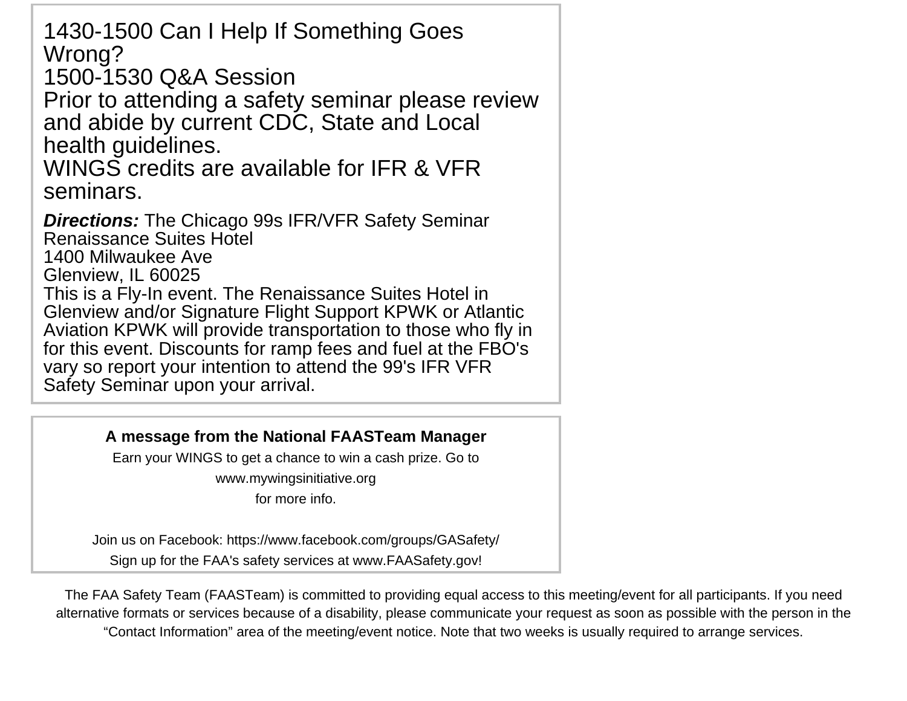1430-1500 Can I Help If Something Goes Wrong?
1500-1530 Q&A Session
Prior to attending a safety seminar please review and abide by current CDC, State and Local health guidelines.
WINGS credits are available for IFR & VFR seminars.

***Directions:*** The Chicago 99s IFR/VFR Safety Seminar
Renaissance Suites Hotel
1400 Milwaukee Ave
Glenview, IL 60025
This is a Fly-In event. The Renaissance Suites Hotel in Glenview and/or Signature Flight Support KPWK or Atlantic Aviation KPWK will provide transportation to those who fly in for this event. Discounts for ramp fees and fuel at the FBO's vary so report your intention to attend the 99's IFR VFR Safety Seminar upon your arrival.

**A message from the National FAASTeam Manager**

Earn your WINGS to get a chance to win a cash prize. Go to www.mywingsinitiative.org for more info.

Join us on Facebook: https://www.facebook.com/groups/GASafety/
Sign up for the FAA's safety services at www.FAASafety.gov!

The FAA Safety Team (FAASTeam) is committed to providing equal access to this meeting/event for all participants. If you need alternative formats or services because of a disability, please communicate your request as soon as possible with the person in the “Contact Information” area of the meeting/event notice. Note that two weeks is usually required to arrange services.